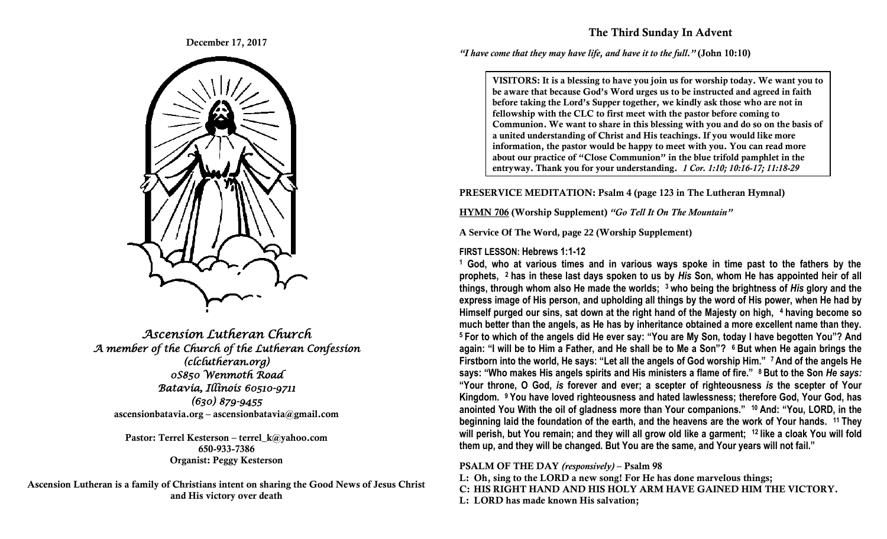December 17, 2017

*Ascension Lutheran Church*
*A member of the Church of the Lutheran Confession*
*(clclutheran.org)*
*0S850 Wenmoth Road*
*Batavia, Illinois 60510-9711*
*(630) 879-9455*
ascensionbatavia.org – ascensionbatavia@gmail.com

Pastor: Terrel Kesterson – terrel_k@yahoo.com
650-933-7386
Organist: Peggy Kesterson

**Ascension Lutheran is a family of Christians intent on sharing the Good News of Jesus Christ and His victory over death**

# The Third Sunday In Advent

***"I have come that they may have life, and have it to the full."* (John 10:10)**

> **VISITORS: It is a blessing to have you join us for worship today. We want you to be aware that because God's Word urges us to be instructed and agreed in faith before taking the Lord's Supper together, we kindly ask those who are not in fellowship with the CLC to first meet with the pastor before coming to Communion. We want to share in this blessing with you and do so on the basis of a united understanding of Christ and His teachings. If you would like more information, the pastor would be happy to meet with you. You can read more about our practice of "Close Communion" in the blue trifold pamphlet in the entryway. Thank you for your understanding.** *1 Cor. 1:10; 10:16-17; 11:18-29*

**PRESERVICE MEDITATION: Psalm 4 (page 123 in The Lutheran Hymnal)**

**HYMN 706 (Worship Supplement)** ***"Go Tell It On The Mountain"***

**A Service Of The Word, page 22 (Worship Supplement)**

**FIRST LESSON: Hebrews 1:1-12**

**[1] God, who at various times and in various ways spoke in time past to the fathers by the prophets, [2] has in these last days spoken to us by *His* Son, whom He has appointed heir of all things, through whom also He made the worlds; [3] who being the brightness of *His* glory and the express image of His person, and upholding all things by the word of His power, when He had by Himself purged our sins, sat down at the right hand of the Majesty on high, [4] having become so much better than the angels, as He has by inheritance obtained a more excellent name than they. [5] For to which of the angels did He ever say: "You are My Son, today I have begotten You"? And again: "I will be to Him a Father, and He shall be to Me a Son"? [6] But when He again brings the Firstborn into the world, He says: "Let all the angels of God worship Him." [7] And of the angels He says: "Who makes His angels spirits and His ministers a flame of fire." [8] But to the Son *He says:* "Your throne, O God, *is* forever and ever; a scepter of righteousness *is* the scepter of Your Kingdom. [9] You have loved righteousness and hated lawlessness; therefore God, Your God, has anointed You With the oil of gladness more than Your companions." [10] And: "You, LORD, in the beginning laid the foundation of the earth, and the heavens are the work of Your hands. [11] They will perish, but You remain; and they will all grow old like a garment; [12] like a cloak You will fold them up, and they will be changed. But You are the same, and Your years will not fail."**

**PSALM OF THE DAY** ***(responsively)*** **– Psalm 98**

**L: Oh, sing to the LORD a new song! For He has done marvelous things;**
**C: HIS RIGHT HAND AND HIS HOLY ARM HAVE GAINED HIM THE VICTORY.**
**L: LORD has made known His salvation;**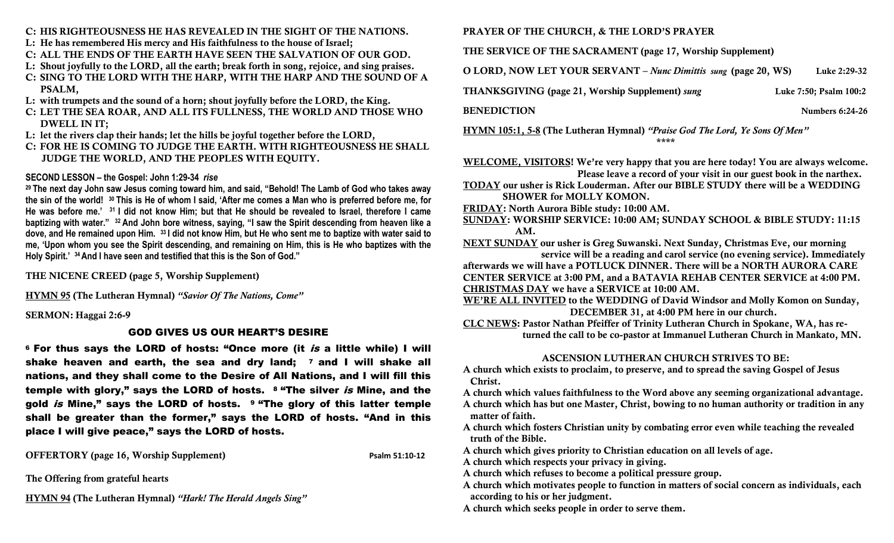C: **HIS RIGHTEOUSNESS HE HAS REVEALED IN THE SIGHT OF THE NATIONS.**
L: **He has remembered His mercy and His faithfulness to the house of Israel;**
C: **ALL THE ENDS OF THE EARTH HAVE SEEN THE SALVATION OF OUR GOD.**
L: **Shout joyfully to the LORD, all the earth; break forth in song, rejoice, and sing praises.**
C: **SING TO THE LORD WITH THE HARP, WITH THE HARP AND THE SOUND OF A PSALM,**
L: **with trumpets and the sound of a horn; shout joyfully before the LORD, the King.**
C: **LET THE SEA ROAR, AND ALL ITS FULLNESS, THE WORLD AND THOSE WHO DWELL IN IT;**
L: **let the rivers clap their hands; let the hills be joyful together before the LORD,**
C: **FOR HE IS COMING TO JUDGE THE EARTH. WITH RIGHTEOUSNESS HE SHALL JUDGE THE WORLD, AND THE PEOPLES WITH EQUITY.**

**SECOND LESSON – the Gospel: John 1:29-34** ***rise***

**29 The next day John saw Jesus coming toward him, and said, "Behold! The Lamb of God who takes away the sin of the world! 30 This is He of whom I said, 'After me comes a Man who is preferred before me, for He was before me.' 31 I did not know Him; but that He should be revealed to Israel, therefore I came baptizing with water." 32 And John bore witness, saying, "I saw the Spirit descending from heaven like a dove, and He remained upon Him. 33 I did not know Him, but He who sent me to baptize with water said to me, 'Upon whom you see the Spirit descending, and remaining on Him, this is He who baptizes with the Holy Spirit.' 34 And I have seen and testified that this is the Son of God."**

**THE NICENE CREED (page 5, Worship Supplement)**

**HYMN 95 (The Lutheran Hymnal)** ***"Savior Of The Nations, Come"***

**SERMON: Haggai 2:6-9**

## GOD GIVES US OUR HEART'S DESIRE

**6 For thus says the LORD of hosts: "Once more (it *is* a little while) I will shake heaven and earth, the sea and dry land; 7 and I will shake all nations, and they shall come to the Desire of All Nations, and I will fill this temple with glory," says the LORD of hosts. 8 "The silver *is* Mine, and the gold *is* Mine," says the LORD of hosts. 9 "The glory of this latter temple shall be greater than the former," says the LORD of hosts. "And in this place I will give peace," says the LORD of hosts.**

**OFFERTORY (page 16, Worship Supplement)** **Psalm 51:10-12**

**The Offering from grateful hearts**

**HYMN 94 (The Lutheran Hymnal)** ***"Hark! The Herald Angels Sing"***

**PRAYER OF THE CHURCH, & THE LORD'S PRAYER**

**THE SERVICE OF THE SACRAMENT (page 17, Worship Supplement)**

**O LORD, NOW LET YOUR SERVANT –** ***Nunc Dimittis sung*** **(page 20, WS)** **Luke 2:29-32**

**THANKSGIVING (page 21, Worship Supplement)** ***sung*** **Luke 7:50; Psalm 100:2**

**BENEDICTION** **Numbers 6:24-26**

**HYMN 105:1, 5-8 (The Lutheran Hymnal)** ***"Praise God The Lord, Ye Sons Of Men"***

****

**WELCOME, VISITORS! We're very happy that you are here today! You are always welcome. Please leave a record of your visit in our guest book in the narthex.**

**TODAY our usher is Rick Louderman. After our BIBLE STUDY there will be a WEDDING SHOWER for MOLLY KOMON.**

**FRIDAY: North Aurora Bible study: 10:00 AM.**

**SUNDAY: WORSHIP SERVICE: 10:00 AM; SUNDAY SCHOOL & BIBLE STUDY: 11:15 AM.**

**NEXT SUNDAY our usher is Greg Suwanski. Next Sunday, Christmas Eve, our morning service will be a reading and carol service (no evening service). Immediately afterwards we will have a POTLUCK DINNER. There will be a NORTH AURORA CARE CENTER SERVICE at 3:00 PM, and a BATAVIA REHAB CENTER SERVICE at 4:00 PM.**

**CHRISTMAS DAY we have a SERVICE at 10:00 AM.**

**WE'RE ALL INVITED to the WEDDING of David Windsor and Molly Komon on Sunday, DECEMBER 31, at 4:00 PM here in our church.**

**CLC NEWS: Pastor Nathan Pfeiffer of Trinity Lutheran Church in Spokane, WA, has returned the call to be co-pastor at Immanuel Lutheran Church in Mankato, MN.**

### ASCENSION LUTHERAN CHURCH STRIVES TO BE:

**A church which exists to proclaim, to preserve, and to spread the saving Gospel of Jesus Christ.**
**A church which values faithfulness to the Word above any seeming organizational advantage.**
**A church which has but one Master, Christ, bowing to no human authority or tradition in any matter of faith.**
**A church which fosters Christian unity by combating error even while teaching the revealed truth of the Bible.**
**A church which gives priority to Christian education on all levels of age.**
**A church which respects your privacy in giving.**
**A church which refuses to become a political pressure group.**
**A church which motivates people to function in matters of social concern as individuals, each according to his or her judgment.**
**A church which seeks people in order to serve them.**